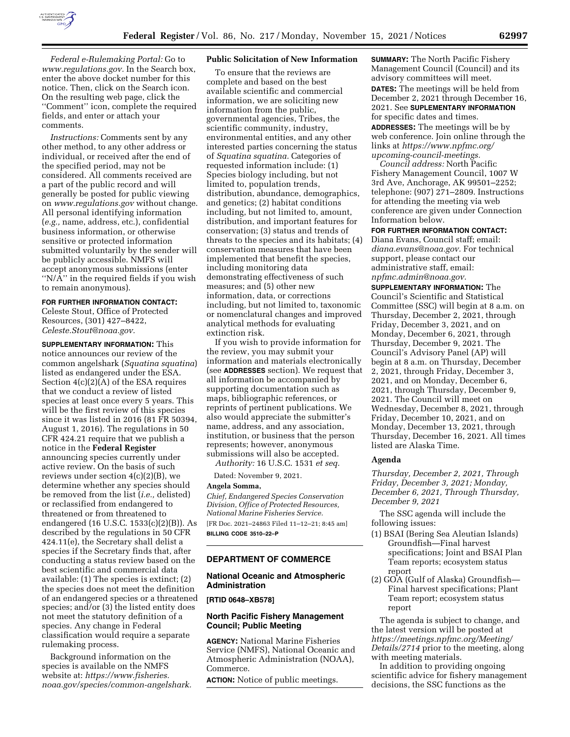*Federal e-Rulemaking Portal:* Go to *www.regulations.gov.* In the Search box, enter the above docket number for this notice. Then, click on the Search icon. On the resulting web page, click the ''Comment'' icon, complete the required fields, and enter or attach your comments.

*Instructions:* Comments sent by any other method, to any other address or individual, or received after the end of the specified period, may not be considered. All comments received are a part of the public record and will generally be posted for public viewing on *www.regulations.gov* without change. All personal identifying information (*e.g.,* name, address, etc.), confidential business information, or otherwise sensitive or protected information submitted voluntarily by the sender will be publicly accessible. NMFS will accept anonymous submissions (enter ''N/A'' in the required fields if you wish to remain anonymous).

**FOR FURTHER INFORMATION CONTACT:** Celeste Stout, Office of Protected Resources, (301) 427–8422, *Celeste.Stout@noaa.gov.*

**SUPPLEMENTARY INFORMATION:** This notice announces our review of the common angelshark (*Squatina squatina*) listed as endangered under the ESA. Section 4(c)(2)(A) of the ESA requires that we conduct a review of listed species at least once every 5 years. This will be the first review of this species since it was listed in 2016 (81 FR 50394, August 1, 2016). The regulations in 50 CFR 424.21 require that we publish a notice in the **Federal Register** announcing species currently under active review. On the basis of such reviews under section 4(c)(2)(B), we determine whether any species should be removed from the list (*i.e.,* delisted) or reclassified from endangered to threatened or from threatened to endangered (16 U.S.C. 1533(c)(2)(B)). As described by the regulations in 50 CFR 424.11(e), the Secretary shall delist a species if the Secretary finds that, after conducting a status review based on the best scientific and commercial data available: (1) The species is extinct; (2) the species does not meet the definition of an endangered species or a threatened species; and/or (3) the listed entity does not meet the statutory definition of a species. Any change in Federal classification would require a separate rulemaking process.

Background information on the species is available on the NMFS website at: *https://www.fisheries.noaa.gov/species/common-angelshark.*

## Public Solicitation of New Information

To ensure that the reviews are complete and based on the best available scientific and commercial information, we are soliciting new information from the public, governmental agencies, Tribes, the scientific community, industry, environmental entities, and any other interested parties concerning the status of *Squatina squatina.* Categories of requested information include: (1) Species biology including, but not limited to, population trends, distribution, abundance, demographics, and genetics; (2) habitat conditions including, but not limited to, amount, distribution, and important features for conservation; (3) status and trends of threats to the species and its habitats; (4) conservation measures that have been implemented that benefit the species, including monitoring data demonstrating effectiveness of such measures; and (5) other new information, data, or corrections including, but not limited to, taxonomic or nomenclatural changes and improved analytical methods for evaluating extinction risk.

If you wish to provide information for the review, you may submit your information and materials electronically (see **ADDRESSES** section). We request that all information be accompanied by supporting documentation such as maps, bibliographic references, or reprints of pertinent publications. We also would appreciate the submitter's name, address, and any association, institution, or business that the person represents; however, anonymous submissions will also be accepted.

*Authority:* 16 U.S.C. 1531 *et seq.*

Dated: November 9, 2021.

**Angela Somma,**

*Chief, Endangered Species Conservation Division, Office of Protected Resources, National Marine Fisheries Service.*

[FR Doc. 2021–24863 Filed 11–12–21; 8:45 am]

**BILLING CODE 3510–22–P**

---

## DEPARTMENT OF COMMERCE

### National Oceanic and Atmospheric Administration

**[RTID 0648–XB578]**

### North Pacific Fishery Management Council; Public Meeting

**AGENCY:** National Marine Fisheries Service (NMFS), National Oceanic and Atmospheric Administration (NOAA), Commerce.

**ACTION:** Notice of public meetings.

**SUMMARY:** The North Pacific Fishery Management Council (Council) and its advisory committees will meet.

**DATES:** The meetings will be held from December 2, 2021 through December 16, 2021. See **SUPLEMENTARY INFORMATION** for specific dates and times.

**ADDRESSES:** The meetings will be by web conference. Join online through the links at *https://www.npfmc.org/upcoming-council-meetings.*

*Council address:* North Pacific Fishery Management Council, 1007 W 3rd Ave, Anchorage, AK 99501–2252; telephone: (907) 271–2809. Instructions for attending the meeting via web conference are given under Connection Information below.

**FOR FURTHER INFORMATION CONTACT:** Diana Evans, Council staff; email: *diana.evans@noaa.gov.* For technical support, please contact our administrative staff, email: *npfmc.admin@noaa.gov.*

**SUPPLEMENTARY INFORMATION:** The Council's Scientific and Statistical Committee (SSC) will begin at 8 a.m. on Thursday, December 2, 2021, through Friday, December 3, 2021, and on Monday, December 6, 2021, through Thursday, December 9, 2021. The Council's Advisory Panel (AP) will begin at 8 a.m. on Thursday, December 2, 2021, through Friday, December 3, 2021, and on Monday, December 6, 2021, through Thursday, December 9, 2021. The Council will meet on Wednesday, December 8, 2021, through Friday, December 10, 2021, and on Monday, December 13, 2021, through Thursday, December 16, 2021. All times listed are Alaska Time.

## Agenda

*Thursday, December 2, 2021, Through Friday, December 3, 2021; Monday, December 6, 2021, Through Thursday, December 9, 2021*

The SSC agenda will include the following issues:

(1) BSAI (Bering Sea Aleutian Islands) Groundfish—Final harvest specifications; Joint and BSAI Plan Team reports; ecosystem status report

(2) GOA (Gulf of Alaska) Groundfish—Final harvest specifications; Plant Team report; ecosystem status report

The agenda is subject to change, and the latest version will be posted at *https://meetings.npfmc.org/Meeting/Details/2714* prior to the meeting, along with meeting materials.

In addition to providing ongoing scientific advice for fishery management decisions, the SSC functions as the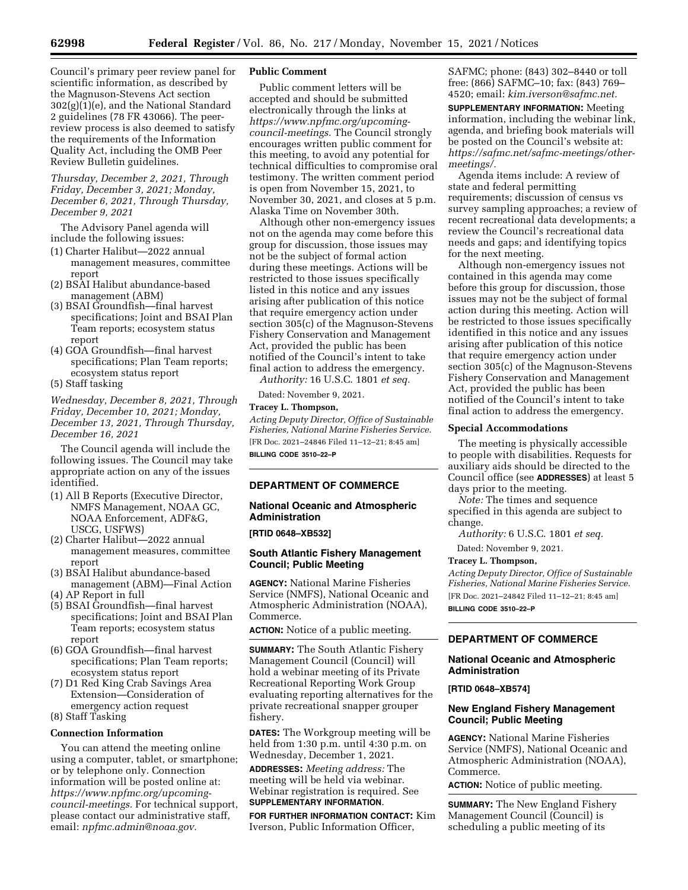Council's primary peer review panel for scientific information, as described by the Magnuson-Stevens Act section 302(g)(1)(e), and the National Standard 2 guidelines (78 FR 43066). The peer-review process is also deemed to satisfy the requirements of the Information Quality Act, including the OMB Peer Review Bulletin guidelines.

*Thursday, December 2, 2021, Through Friday, December 3, 2021; Monday, December 6, 2021, Through Thursday, December 9, 2021*

The Advisory Panel agenda will include the following issues:

(1) Charter Halibut—2022 annual management measures, committee report
(2) BSAI Halibut abundance-based management (ABM)
(3) BSAI Groundfish—final harvest specifications; Joint and BSAI Plan Team reports; ecosystem status report
(4) GOA Groundfish—final harvest specifications; Plan Team reports; ecosystem status report
(5) Staff tasking

*Wednesday, December 8, 2021, Through Friday, December 10, 2021; Monday, December 13, 2021, Through Thursday, December 16, 2021*

The Council agenda will include the following issues. The Council may take appropriate action on any of the issues identified.

(1) All B Reports (Executive Director, NMFS Management, NOAA GC, NOAA Enforcement, ADF&G, USCG, USFWS)
(2) Charter Halibut—2022 annual management measures, committee report
(3) BSAI Halibut abundance-based management (ABM)—Final Action
(4) AP Report in full
(5) BSAI Groundfish—final harvest specifications; Joint and BSAI Plan Team reports; ecosystem status report
(6) GOA Groundfish—final harvest specifications; Plan Team reports; ecosystem status report
(7) D1 Red King Crab Savings Area Extension—Consideration of emergency action request
(8) Staff Tasking

### Connection Information

You can attend the meeting online using a computer, tablet, or smartphone; or by telephone only. Connection information will be posted online at: *https://www.npfmc.org/upcoming-council-meetings.* For technical support, please contact our administrative staff, email: *npfmc.admin@noaa.gov.*

### Public Comment

Public comment letters will be accepted and should be submitted electronically through the links at *https://www.npfmc.org/upcoming-council-meetings.* The Council strongly encourages written public comment for this meeting, to avoid any potential for technical difficulties to compromise oral testimony. The written comment period is open from November 15, 2021, to November 30, 2021, and closes at 5 p.m. Alaska Time on November 30th.

Although other non-emergency issues not on the agenda may come before this group for discussion, those issues may not be the subject of formal action during these meetings. Actions will be restricted to those issues specifically listed in this notice and any issues arising after publication of this notice that require emergency action under section 305(c) of the Magnuson-Stevens Fishery Conservation and Management Act, provided the public has been notified of the Council's intent to take final action to address the emergency.

*Authority:* 16 U.S.C. 1801 *et seq.*

Dated: November 9, 2021.

**Tracey L. Thompson,**

*Acting Deputy Director, Office of Sustainable Fisheries, National Marine Fisheries Service.*

[FR Doc. 2021–24846 Filed 11–12–21; 8:45 am]

**BILLING CODE 3510–22–P**

## DEPARTMENT OF COMMERCE

### National Oceanic and Atmospheric Administration

**[RTID 0648–XB532]**

### South Atlantic Fishery Management Council; Public Meeting

**AGENCY:** National Marine Fisheries Service (NMFS), National Oceanic and Atmospheric Administration (NOAA), Commerce.

**ACTION:** Notice of a public meeting.

**SUMMARY:** The South Atlantic Fishery Management Council (Council) will hold a webinar meeting of its Private Recreational Reporting Work Group evaluating reporting alternatives for the private recreational snapper grouper fishery.

**DATES:** The Workgroup meeting will be held from 1:30 p.m. until 4:30 p.m. on Wednesday, December 1, 2021.

**ADDRESSES:** *Meeting address:* The meeting will be held via webinar. Webinar registration is required. See **SUPPLEMENTARY INFORMATION**.

**FOR FURTHER INFORMATION CONTACT:** Kim Iverson, Public Information Officer, SAFMC; phone: (843) 302–8440 or toll free: (866) SAFMC–10; fax: (843) 769–4520; email: *kim.iverson@safmc.net.*

**SUPPLEMENTARY INFORMATION:** Meeting information, including the webinar link, agenda, and briefing book materials will be posted on the Council's website at: *https://safmc.net/safmc-meetings/other-meetings/.*

Agenda items include: A review of state and federal permitting requirements; discussion of census vs survey sampling approaches; a review of recent recreational data developments; a review the Council's recreational data needs and gaps; and identifying topics for the next meeting.

Although non-emergency issues not contained in this agenda may come before this group for discussion, those issues may not be the subject of formal action during this meeting. Action will be restricted to those issues specifically identified in this notice and any issues arising after publication of this notice that require emergency action under section 305(c) of the Magnuson-Stevens Fishery Conservation and Management Act, provided the public has been notified of the Council's intent to take final action to address the emergency.

### Special Accommodations

The meeting is physically accessible to people with disabilities. Requests for auxiliary aids should be directed to the Council office (see **ADDRESSES**) at least 5 days prior to the meeting.

*Note:* The times and sequence specified in this agenda are subject to change.

*Authority:* 6 U.S.C. 1801 *et seq.*

Dated: November 9, 2021.

**Tracey L. Thompson,**

*Acting Deputy Director, Office of Sustainable Fisheries, National Marine Fisheries Service.*

[FR Doc. 2021–24842 Filed 11–12–21; 8:45 am]

**BILLING CODE 3510–22–P**

## DEPARTMENT OF COMMERCE

### National Oceanic and Atmospheric Administration

**[RTID 0648–XB574]**

### New England Fishery Management Council; Public Meeting

**AGENCY:** National Marine Fisheries Service (NMFS), National Oceanic and Atmospheric Administration (NOAA), Commerce.

**ACTION:** Notice of public meeting.

**SUMMARY:** The New England Fishery Management Council (Council) is scheduling a public meeting of its